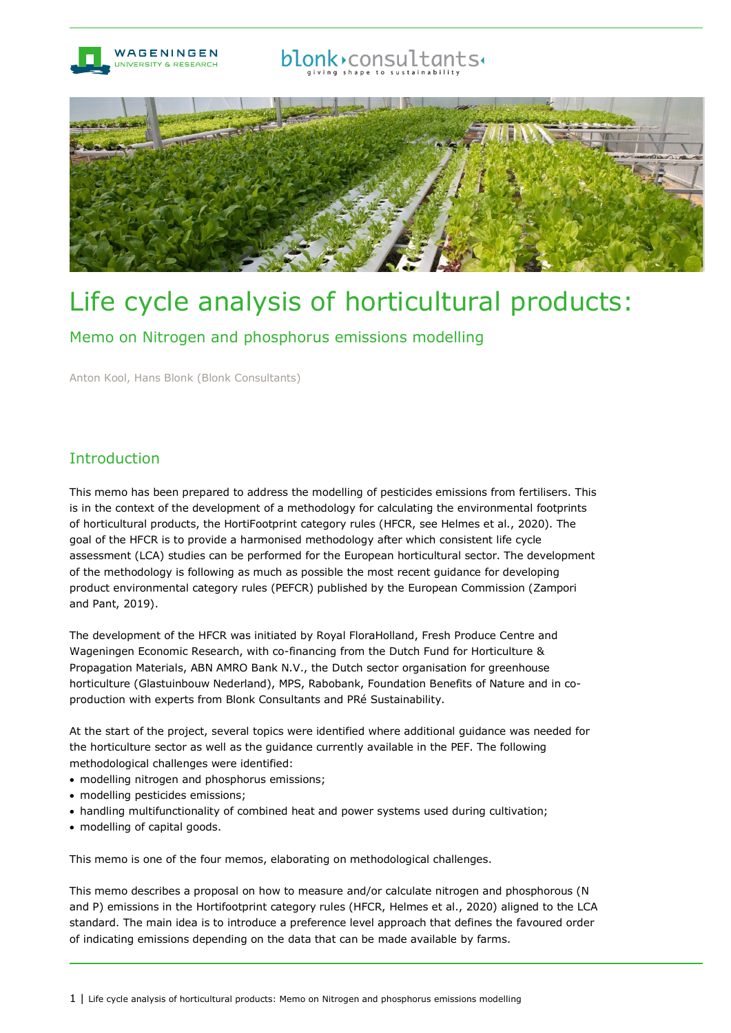# Life cycle analysis of horticultural products:

## Memo on Nitrogen and phosphorus emissions modelling

Anton Kool, Hans Blonk (Blonk Consultants)

## Introduction

This memo has been prepared to address the modelling of pesticides emissions from fertilisers. This is in the context of the development of a methodology for calculating the environmental footprints of horticultural products, the HortiFootprint category rules (HFCR, see Helmes et al., 2020). The goal of the HFCR is to provide a harmonised methodology after which consistent life cycle assessment (LCA) studies can be performed for the European horticultural sector. The development of the methodology is following as much as possible the most recent guidance for developing product environmental category rules (PEFCR) published by the European Commission (Zampori and Pant, 2019).

The development of the HFCR was initiated by Royal FloraHolland, Fresh Produce Centre and Wageningen Economic Research, with co-financing from the Dutch Fund for Horticulture & Propagation Materials, ABN AMRO Bank N.V., the Dutch sector organisation for greenhouse horticulture (Glastuinbouw Nederland), MPS, Rabobank, Foundation Benefits of Nature and in co-production with experts from Blonk Consultants and PRé Sustainability.

At the start of the project, several topics were identified where additional guidance was needed for the horticulture sector as well as the guidance currently available in the PEF. The following methodological challenges were identified:

- modelling nitrogen and phosphorus emissions;
- modelling pesticides emissions;
- handling multifunctionality of combined heat and power systems used during cultivation;
- modelling of capital goods.

This memo is one of the four memos, elaborating on methodological challenges.

This memo describes a proposal on how to measure and/or calculate nitrogen and phosphorous (N and P) emissions in the Hortifootprint category rules (HFCR, Helmes et al., 2020) aligned to the LCA standard. The main idea is to introduce a preference level approach that defines the favoured order of indicating emissions depending on the data that can be made available by farms.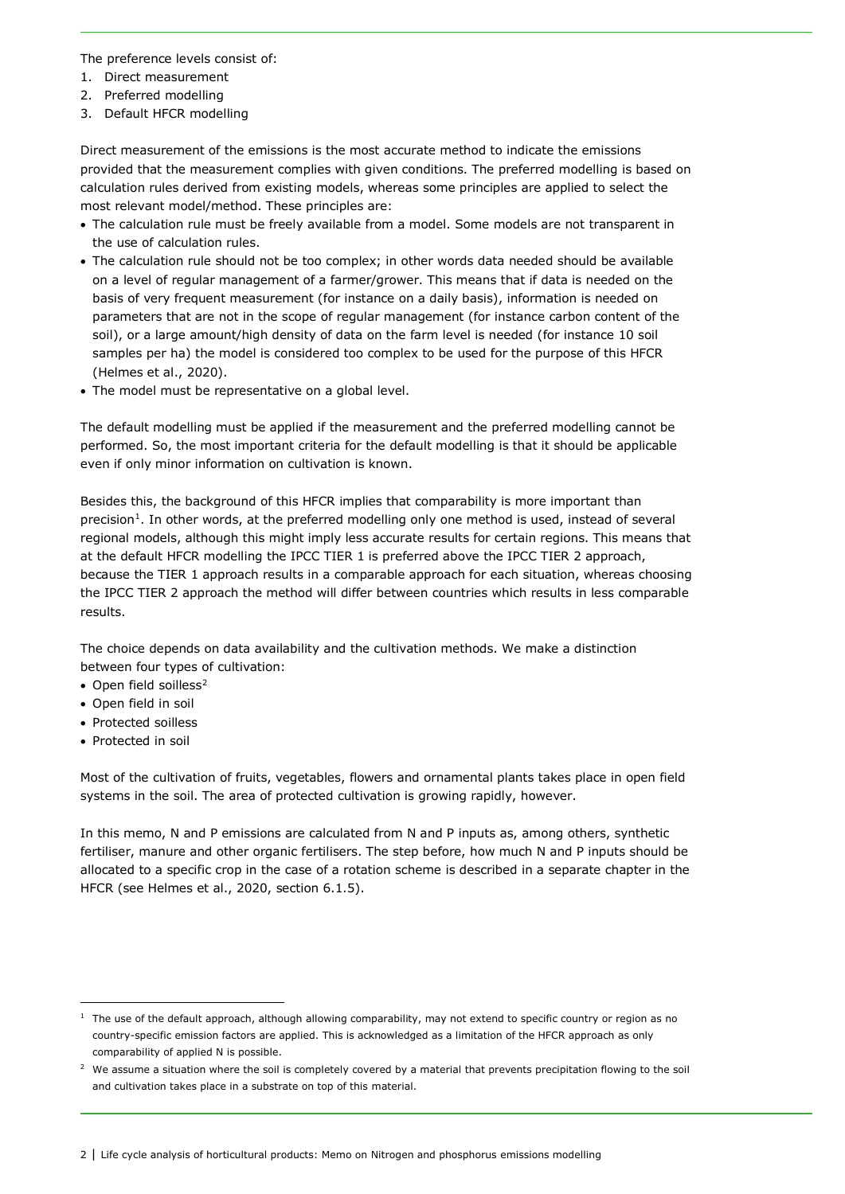The preference levels consist of:
1. Direct measurement
2. Preferred modelling
3. Default HFCR modelling

Direct measurement of the emissions is the most accurate method to indicate the emissions provided that the measurement complies with given conditions. The preferred modelling is based on calculation rules derived from existing models, whereas some principles are applied to select the most relevant model/method. These principles are:

- The calculation rule must be freely available from a model. Some models are not transparent in the use of calculation rules.
- The calculation rule should not be too complex; in other words data needed should be available on a level of regular management of a farmer/grower. This means that if data is needed on the basis of very frequent measurement (for instance on a daily basis), information is needed on parameters that are not in the scope of regular management (for instance carbon content of the soil), or a large amount/high density of data on the farm level is needed (for instance 10 soil samples per ha) the model is considered too complex to be used for the purpose of this HFCR (Helmes et al., 2020).
- The model must be representative on a global level.

The default modelling must be applied if the measurement and the preferred modelling cannot be performed. So, the most important criteria for the default modelling is that it should be applicable even if only minor information on cultivation is known.

Besides this, the background of this HFCR implies that comparability is more important than precision[1]. In other words, at the preferred modelling only one method is used, instead of several regional models, although this might imply less accurate results for certain regions. This means that at the default HFCR modelling the IPCC TIER 1 is preferred above the IPCC TIER 2 approach, because the TIER 1 approach results in a comparable approach for each situation, whereas choosing the IPCC TIER 2 approach the method will differ between countries which results in less comparable results.

The choice depends on data availability and the cultivation methods. We make a distinction between four types of cultivation:

- Open field soilless[2]
- Open field in soil
- Protected soilless
- Protected in soil

Most of the cultivation of fruits, vegetables, flowers and ornamental plants takes place in open field systems in the soil. The area of protected cultivation is growing rapidly, however.

In this memo, N and P emissions are calculated from N and P inputs as, among others, synthetic fertiliser, manure and other organic fertilisers. The step before, how much N and P inputs should be allocated to a specific crop in the case of a rotation scheme is described in a separate chapter in the HFCR (see Helmes et al., 2020, section 6.1.5).

[1] The use of the default approach, although allowing comparability, may not extend to specific country or region as no country-specific emission factors are applied. This is acknowledged as a limitation of the HFCR approach as only comparability of applied N is possible.

[2] We assume a situation where the soil is completely covered by a material that prevents precipitation flowing to the soil and cultivation takes place in a substrate on top of this material.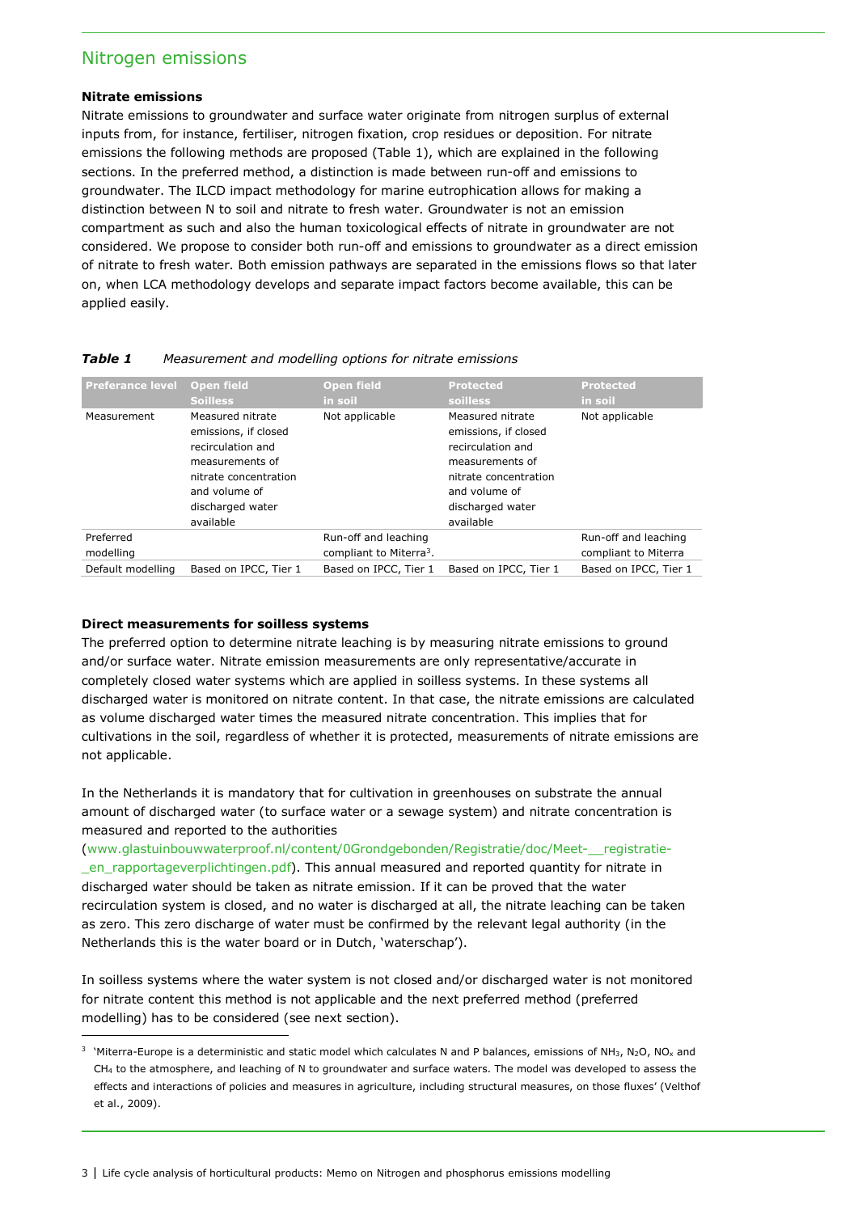## Nitrogen emissions

**Nitrate emissions**

Nitrate emissions to groundwater and surface water originate from nitrogen surplus of external inputs from, for instance, fertiliser, nitrogen fixation, crop residues or deposition. For nitrate emissions the following methods are proposed (Table 1), which are explained in the following sections. In the preferred method, a distinction is made between run-off and emissions to groundwater. The ILCD impact methodology for marine eutrophication allows for making a distinction between N to soil and nitrate to fresh water. Groundwater is not an emission compartment as such and also the human toxicological effects of nitrate in groundwater are not considered. We propose to consider both run-off and emissions to groundwater as a direct emission of nitrate to fresh water. Both emission pathways are separated in the emissions flows so that later on, when LCA methodology develops and separate impact factors become available, this can be applied easily.

***Table 1*** *Measurement and modelling options for nitrate emissions*

| Preferance level | Open field Soilless | Open field in soil | Protected soilless | Protected in soil |
|---|---|---|---|---|
| Measurement | Measured nitrate emissions, if closed recirculation and measurements of nitrate concentration and volume of discharged water available | Not applicable | Measured nitrate emissions, if closed recirculation and measurements of nitrate concentration and volume of discharged water available | Not applicable |
| Preferred modelling | | Run-off and leaching compliant to Miterra[3]. | | Run-off and leaching compliant to Miterra |
| Default modelling | Based on IPCC, Tier 1 | Based on IPCC, Tier 1 | Based on IPCC, Tier 1 | Based on IPCC, Tier 1 |

**Direct measurements for soilless systems**

The preferred option to determine nitrate leaching is by measuring nitrate emissions to ground and/or surface water. Nitrate emission measurements are only representative/accurate in completely closed water systems which are applied in soilless systems. In these systems all discharged water is monitored on nitrate content. In that case, the nitrate emissions are calculated as volume discharged water times the measured nitrate concentration. This implies that for cultivations in the soil, regardless of whether it is protected, measurements of nitrate emissions are not applicable.

In the Netherlands it is mandatory that for cultivation in greenhouses on substrate the annual amount of discharged water (to surface water or a sewage system) and nitrate concentration is measured and reported to the authorities (www.glastuinbouwwaterproof.nl/content/0Grondgebonden/Registratie/doc/Meet-__registratie-_en_rapportageverplichtingen.pdf). This annual measured and reported quantity for nitrate in discharged water should be taken as nitrate emission. If it can be proved that the water recirculation system is closed, and no water is discharged at all, the nitrate leaching can be taken as zero. This zero discharge of water must be confirmed by the relevant legal authority (in the Netherlands this is the water board or in Dutch, 'waterschap').

In soilless systems where the water system is not closed and/or discharged water is not monitored for nitrate content this method is not applicable and the next preferred method (preferred modelling) has to be considered (see next section).

---

[3] 'Miterra-Europe is a deterministic and static model which calculates N and P balances, emissions of $NH_3$, $N_2O$, $NO_x$ and $CH_4$ to the atmosphere, and leaching of N to groundwater and surface waters. The model was developed to assess the effects and interactions of policies and measures in agriculture, including structural measures, on those fluxes' (Velthof et al., 2009).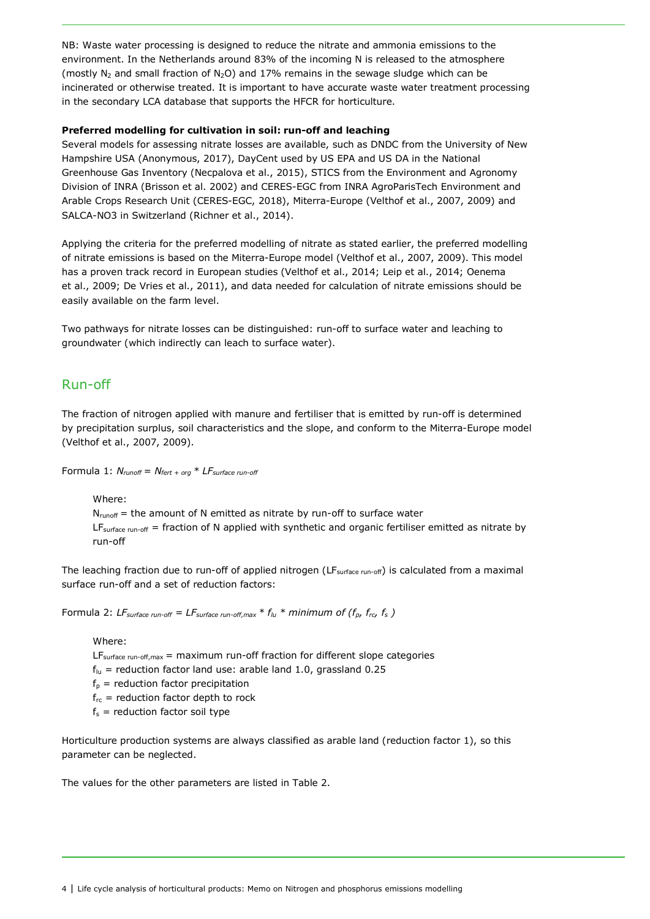NB: Waste water processing is designed to reduce the nitrate and ammonia emissions to the environment. In the Netherlands around 83% of the incoming N is released to the atmosphere (mostly $N_2$ and small fraction of $N_2O$) and 17% remains in the sewage sludge which can be incinerated or otherwise treated. It is important to have accurate waste water treatment processing in the secondary LCA database that supports the HFCR for horticulture.

**Preferred modelling for cultivation in soil: run-off and leaching**

Several models for assessing nitrate losses are available, such as DNDC from the University of New Hampshire USA (Anonymous, 2017), DayCent used by US EPA and US DA in the National Greenhouse Gas Inventory (Necpalova et al., 2015), STICS from the Environment and Agronomy Division of INRA (Brisson et al. 2002) and CERES-EGC from INRA AgroParisTech Environment and Arable Crops Research Unit (CERES-EGC, 2018), Miterra-Europe (Velthof et al., 2007, 2009) and SALCA-NO3 in Switzerland (Richner et al., 2014).

Applying the criteria for the preferred modelling of nitrate as stated earlier, the preferred modelling of nitrate emissions is based on the Miterra-Europe model (Velthof et al., 2007, 2009). This model has a proven track record in European studies (Velthof et al., 2014; Leip et al., 2014; Oenema et al., 2009; De Vries et al., 2011), and data needed for calculation of nitrate emissions should be easily available on the farm level.

Two pathways for nitrate losses can be distinguished: run-off to surface water and leaching to groundwater (which indirectly can leach to surface water).

## Run-off

The fraction of nitrogen applied with manure and fertiliser that is emitted by run-off is determined by precipitation surplus, soil characteristics and the slope, and conform to the Miterra-Europe model (Velthof et al., 2007, 2009).

Formula 1: $N_{runoff} = N_{fert + org} * LF_{surface\ run\text{-}off}$

Where:
$N_{runoff}$ = the amount of N emitted as nitrate by run-off to surface water
$LF_{surface\ run\text{-}off}$ = fraction of N applied with synthetic and organic fertiliser emitted as nitrate by run-off

The leaching fraction due to run-off of applied nitrogen ($LF_{surface\ run\text{-}off}$) is calculated from a maximal surface run-off and a set of reduction factors:

Formula 2: $LF_{surface\ run\text{-}off} = LF_{surface\ run\text{-}off,max} * f_{lu} * \text{minimum of } (f_p, f_{rc}, f_s)$

Where:
$LF_{surface\ run\text{-}off,max}$ = maximum run-off fraction for different slope categories
$f_{lu}$ = reduction factor land use: arable land 1.0, grassland 0.25
$f_p$ = reduction factor precipitation
$f_{rc}$ = reduction factor depth to rock
$f_s$ = reduction factor soil type

Horticulture production systems are always classified as arable land (reduction factor 1), so this parameter can be neglected.

The values for the other parameters are listed in Table 2.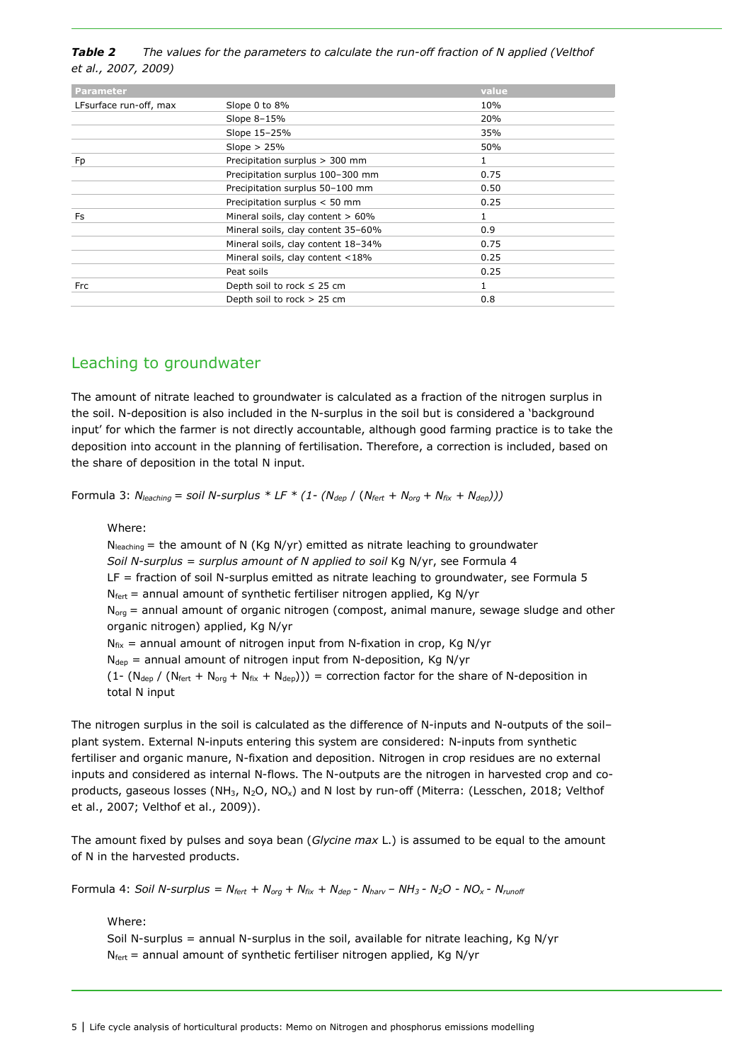***Table 2*** *The values for the parameters to calculate the run-off fraction of N applied (Velthof et al., 2007, 2009)*

| Parameter | | value |
|---|---|---|
| LFsurface run-off, max | Slope 0 to 8% | 10% |
| | Slope 8–15% | 20% |
| | Slope 15–25% | 35% |
| | Slope > 25% | 50% |
| Fp | Precipitation surplus > 300 mm | 1 |
| | Precipitation surplus 100–300 mm | 0.75 |
| | Precipitation surplus 50–100 mm | 0.50 |
| | Precipitation surplus < 50 mm | 0.25 |
| Fs | Mineral soils, clay content > 60% | 1 |
| | Mineral soils, clay content 35–60% | 0.9 |
| | Mineral soils, clay content 18–34% | 0.75 |
| | Mineral soils, clay content <18% | 0.25 |
| | Peat soils | 0.25 |
| Frc | Depth soil to rock ≤ 25 cm | 1 |
| | Depth soil to rock > 25 cm | 0.8 |

## Leaching to groundwater

The amount of nitrate leached to groundwater is calculated as a fraction of the nitrogen surplus in the soil. N-deposition is also included in the N-surplus in the soil but is considered a 'background input' for which the farmer is not directly accountable, although good farming practice is to take the deposition into account in the planning of fertilisation. Therefore, a correction is included, based on the share of deposition in the total N input.

Formula 3: $N_{leaching} = soil\ N\text{-}surplus * LF * (1 - (N_{dep} / (N_{fert} + N_{org} + N_{fix} + N_{dep})))$

Where:

$N_{leaching}$ = the amount of N (Kg N/yr) emitted as nitrate leaching to groundwater
*Soil N-surplus = surplus amount of N applied to soil* Kg N/yr, see Formula 4
LF = fraction of soil N-surplus emitted as nitrate leaching to groundwater, see Formula 5
$N_{fert}$ = annual amount of synthetic fertiliser nitrogen applied, Kg N/yr
$N_{org}$ = annual amount of organic nitrogen (compost, animal manure, sewage sludge and other organic nitrogen) applied, Kg N/yr
$N_{fix}$ = annual amount of nitrogen input from N-fixation in crop, Kg N/yr
$N_{dep}$ = annual amount of nitrogen input from N-deposition, Kg N/yr
$(1 - (N_{dep} / (N_{fert} + N_{org} + N_{fix} + N_{dep})))$ = correction factor for the share of N-deposition in total N input

The nitrogen surplus in the soil is calculated as the difference of N-inputs and N-outputs of the soil–plant system. External N-inputs entering this system are considered: N-inputs from synthetic fertiliser and organic manure, N-fixation and deposition. Nitrogen in crop residues are no external inputs and considered as internal N-flows. The N-outputs are the nitrogen in harvested crop and co-products, gaseous losses ($NH_3$, $N_2O$, $NO_x$) and N lost by run-off (Miterra: (Lesschen, 2018; Velthof et al., 2007; Velthof et al., 2009)).

The amount fixed by pulses and soya bean (*Glycine max* L.) is assumed to be equal to the amount of N in the harvested products.

Formula 4: $Soil\ N\text{-}surplus = N_{fert} + N_{org} + N_{fix} + N_{dep} - N_{harv} - NH_3 - N_2O - NO_x - N_{runoff}$

Where:

Soil N-surplus = annual N-surplus in the soil, available for nitrate leaching, Kg N/yr
$N_{fert}$ = annual amount of synthetic fertiliser nitrogen applied, Kg N/yr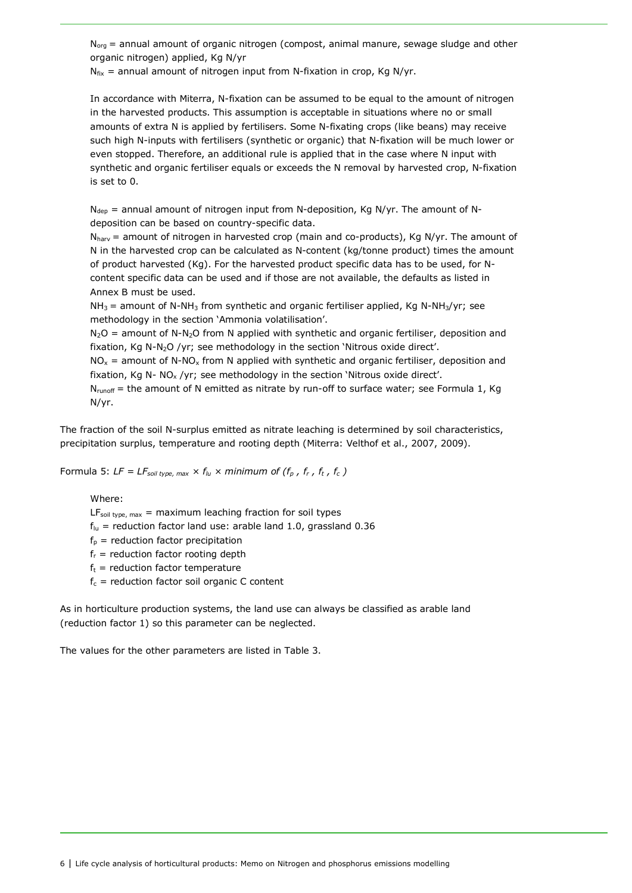$N_{org}$ = annual amount of organic nitrogen (compost, animal manure, sewage sludge and other organic nitrogen) applied, Kg N/yr

$N_{fix}$ = annual amount of nitrogen input from N-fixation in crop, Kg N/yr.

In accordance with Miterra, N-fixation can be assumed to be equal to the amount of nitrogen in the harvested products. This assumption is acceptable in situations where no or small amounts of extra N is applied by fertilisers. Some N-fixating crops (like beans) may receive such high N-inputs with fertilisers (synthetic or organic) that N-fixation will be much lower or even stopped. Therefore, an additional rule is applied that in the case where N input with synthetic and organic fertiliser equals or exceeds the N removal by harvested crop, N-fixation is set to 0.

$N_{dep}$ = annual amount of nitrogen input from N-deposition, Kg N/yr. The amount of N-deposition can be based on country-specific data.

$N_{harv}$ = amount of nitrogen in harvested crop (main and co-products), Kg N/yr. The amount of N in the harvested crop can be calculated as N-content (kg/tonne product) times the amount of product harvested (Kg). For the harvested product specific data has to be used, for N-content specific data can be used and if those are not available, the defaults as listed in Annex B must be used.

$NH_3$ = amount of N-$NH_3$ from synthetic and organic fertiliser applied, Kg N-$NH_3$/yr; see methodology in the section 'Ammonia volatilisation'.

$N_2O$ = amount of N-$N_2O$ from N applied with synthetic and organic fertiliser, deposition and fixation, Kg N-$N_2O$ /yr; see methodology in the section 'Nitrous oxide direct'.

$NO_x$ = amount of N-$NO_x$ from N applied with synthetic and organic fertiliser, deposition and fixation, Kg N- $NO_x$ /yr; see methodology in the section 'Nitrous oxide direct'.

$N_{runoff}$ = the amount of N emitted as nitrate by run-off to surface water; see Formula 1, Kg N/yr.

The fraction of the soil N-surplus emitted as nitrate leaching is determined by soil characteristics, precipitation surplus, temperature and rooting depth (Miterra: Velthof et al., 2007, 2009).

Formula 5: $LF = LF_{soil\ type,\ max} \times f_{lu} \times \text{minimum of } (f_p\ , f_r\ , f_t\ , f_c\ )$

Where:

$LF_{soil\ type,\ max}$ = maximum leaching fraction for soil types

$f_{lu}$ = reduction factor land use: arable land 1.0, grassland 0.36

$f_p$ = reduction factor precipitation

$f_r$ = reduction factor rooting depth

$f_t$ = reduction factor temperature

$f_c$ = reduction factor soil organic C content

As in horticulture production systems, the land use can always be classified as arable land (reduction factor 1) so this parameter can be neglected.

The values for the other parameters are listed in Table 3.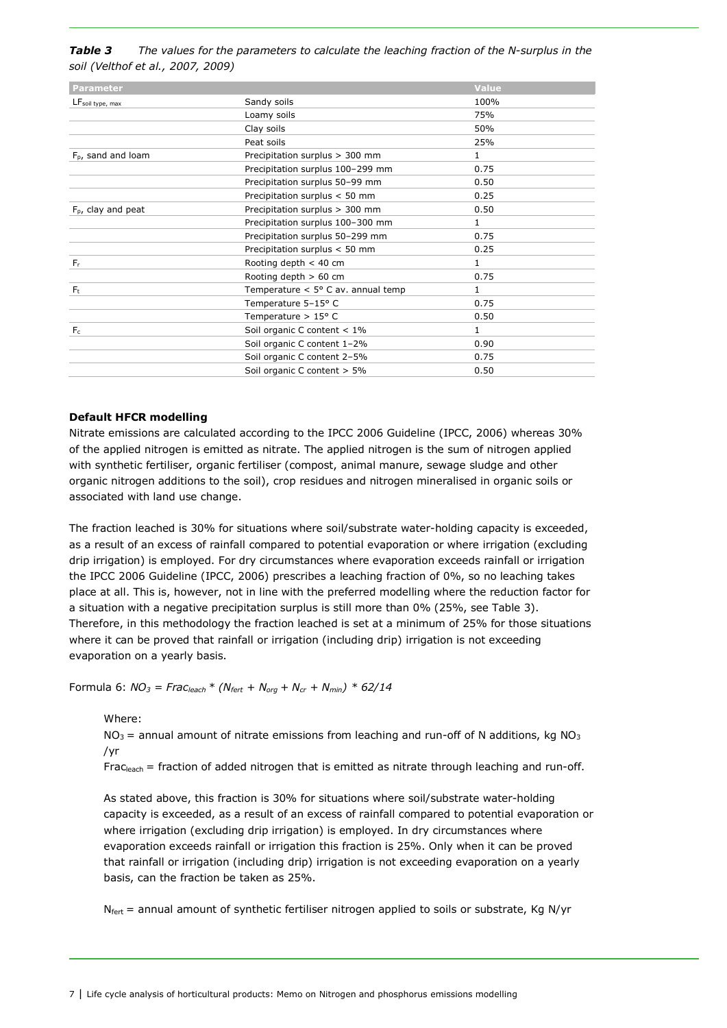***Table 3*** *The values for the parameters to calculate the leaching fraction of the N-surplus in the soil (Velthof et al., 2007, 2009)*

| Parameter | | Value |
|---|---|---|
| $LF_{soil\ type,\ max}$ | Sandy soils | 100% |
| | Loamy soils | 75% |
| | Clay soils | 50% |
| | Peat soils | 25% |
| $F_p$, sand and loam | Precipitation surplus > 300 mm | 1 |
| | Precipitation surplus 100–299 mm | 0.75 |
| | Precipitation surplus 50–99 mm | 0.50 |
| | Precipitation surplus < 50 mm | 0.25 |
| $F_p$, clay and peat | Precipitation surplus > 300 mm | 0.50 |
| | Precipitation surplus 100–300 mm | 1 |
| | Precipitation surplus 50–299 mm | 0.75 |
| | Precipitation surplus < 50 mm | 0.25 |
| $F_r$ | Rooting depth < 40 cm | 1 |
| | Rooting depth > 60 cm | 0.75 |
| $F_t$ | Temperature < 5° C av. annual temp | 1 |
| | Temperature 5–15° C | 0.75 |
| | Temperature > 15° C | 0.50 |
| $F_c$ | Soil organic C content < 1% | 1 |
| | Soil organic C content 1–2% | 0.90 |
| | Soil organic C content 2–5% | 0.75 |
| | Soil organic C content > 5% | 0.50 |

**Default HFCR modelling**

Nitrate emissions are calculated according to the IPCC 2006 Guideline (IPCC, 2006) whereas 30% of the applied nitrogen is emitted as nitrate. The applied nitrogen is the sum of nitrogen applied with synthetic fertiliser, organic fertiliser (compost, animal manure, sewage sludge and other organic nitrogen additions to the soil), crop residues and nitrogen mineralised in organic soils or associated with land use change.

The fraction leached is 30% for situations where soil/substrate water-holding capacity is exceeded, as a result of an excess of rainfall compared to potential evaporation or where irrigation (excluding drip irrigation) is employed. For dry circumstances where evaporation exceeds rainfall or irrigation the IPCC 2006 Guideline (IPCC, 2006) prescribes a leaching fraction of 0%, so no leaching takes place at all. This is, however, not in line with the preferred modelling where the reduction factor for a situation with a negative precipitation surplus is still more than 0% (25%, see Table 3). Therefore, in this methodology the fraction leached is set at a minimum of 25% for those situations where it can be proved that rainfall or irrigation (including drip) irrigation is not exceeding evaporation on a yearly basis.

Formula 6: $NO_3 = Frac_{leach} * (N_{fert} + N_{org} + N_{cr} + N_{min}) * 62/14$

Where:

$NO_3$ = annual amount of nitrate emissions from leaching and run-off of N additions, kg $NO_3$ /yr

$Frac_{leach}$ = fraction of added nitrogen that is emitted as nitrate through leaching and run-off.

As stated above, this fraction is 30% for situations where soil/substrate water-holding capacity is exceeded, as a result of an excess of rainfall compared to potential evaporation or where irrigation (excluding drip irrigation) is employed. In dry circumstances where evaporation exceeds rainfall or irrigation this fraction is 25%. Only when it can be proved that rainfall or irrigation (including drip) irrigation is not exceeding evaporation on a yearly basis, can the fraction be taken as 25%.

$N_{fert}$ = annual amount of synthetic fertiliser nitrogen applied to soils or substrate, Kg N/yr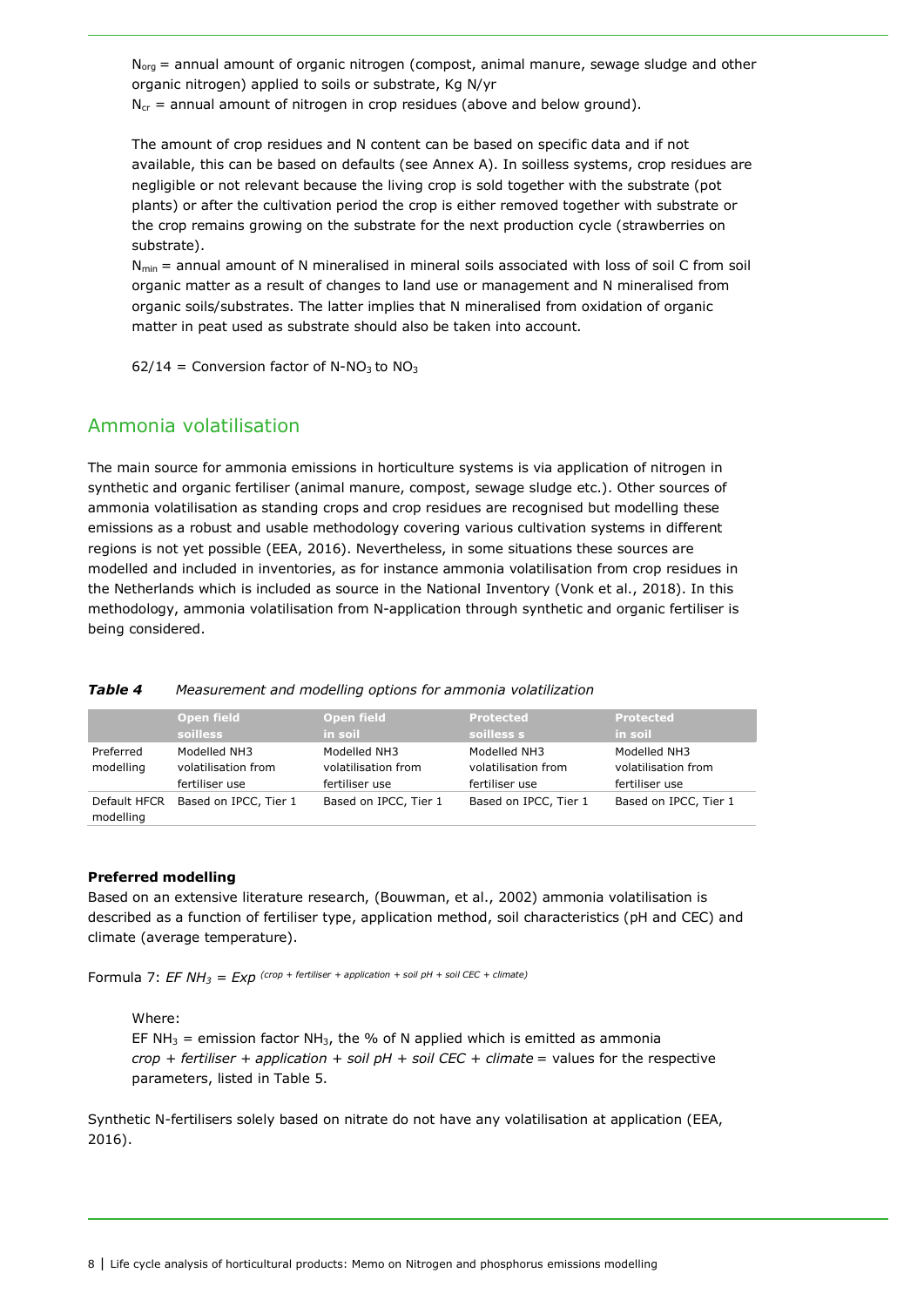$N_{org}$ = annual amount of organic nitrogen (compost, animal manure, sewage sludge and other organic nitrogen) applied to soils or substrate, Kg N/yr
$N_{cr}$ = annual amount of nitrogen in crop residues (above and below ground).

The amount of crop residues and N content can be based on specific data and if not available, this can be based on defaults (see Annex A). In soilless systems, crop residues are negligible or not relevant because the living crop is sold together with the substrate (pot plants) or after the cultivation period the crop is either removed together with substrate or the crop remains growing on the substrate for the next production cycle (strawberries on substrate).

$N_{min}$ = annual amount of N mineralised in mineral soils associated with loss of soil C from soil organic matter as a result of changes to land use or management and N mineralised from organic soils/substrates. The latter implies that N mineralised from oxidation of organic matter in peat used as substrate should also be taken into account.

62/14 = Conversion factor of N-$NO_3$ to $NO_3$

## Ammonia volatilisation

The main source for ammonia emissions in horticulture systems is via application of nitrogen in synthetic and organic fertiliser (animal manure, compost, sewage sludge etc.). Other sources of ammonia volatilisation as standing crops and crop residues are recognised but modelling these emissions as a robust and usable methodology covering various cultivation systems in different regions is not yet possible (EEA, 2016). Nevertheless, in some situations these sources are modelled and included in inventories, as for instance ammonia volatilisation from crop residues in the Netherlands which is included as source in the National Inventory (Vonk et al., 2018). In this methodology, ammonia volatilisation from N-application through synthetic and organic fertiliser is being considered.

***Table 4*** *Measurement and modelling options for ammonia volatilization*

| | Open field soilless | Open field in soil | Protected soilless s | Protected in soil |
|---|---|---|---|---|
| Preferred modelling | Modelled NH3 volatilisation from fertiliser use | Modelled NH3 volatilisation from fertiliser use | Modelled NH3 volatilisation from fertiliser use | Modelled NH3 volatilisation from fertiliser use |
| Default HFCR modelling | Based on IPCC, Tier 1 | Based on IPCC, Tier 1 | Based on IPCC, Tier 1 | Based on IPCC, Tier 1 |

**Preferred modelling**

Based on an extensive literature research, (Bouwman, et al., 2002) ammonia volatilisation is described as a function of fertiliser type, application method, soil characteristics (pH and CEC) and climate (average temperature).

Formula 7: $EF\ NH_3 = Exp^{\,(crop\ +\ fertiliser\ +\ application\ +\ soil\ pH\ +\ soil\ CEC\ +\ climate)}$

Where:
EF $NH_3$ = emission factor $NH_3$, the % of N applied which is emitted as ammonia
*crop + fertiliser + application + soil pH + soil CEC + climate* = values for the respective parameters, listed in Table 5.

Synthetic N-fertilisers solely based on nitrate do not have any volatilisation at application (EEA, 2016).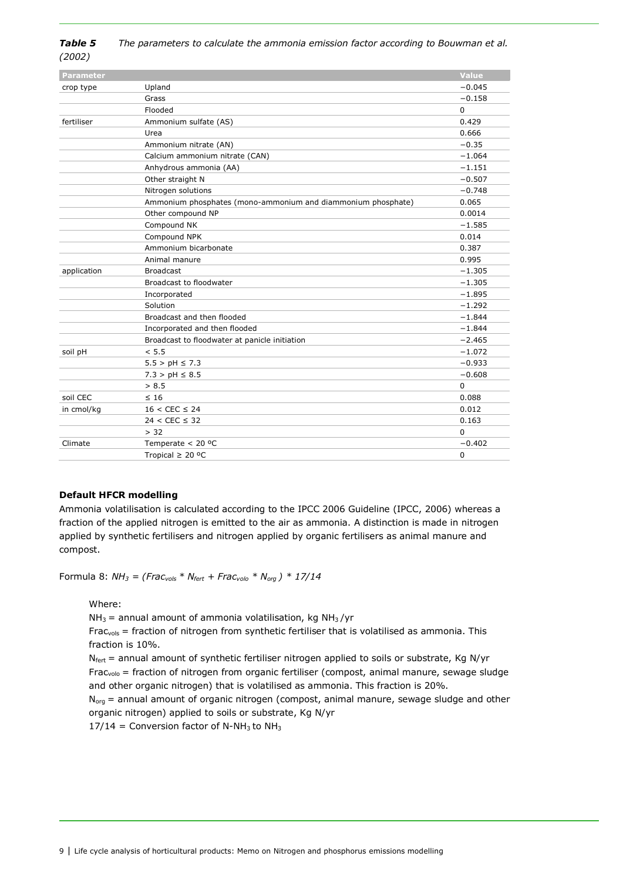***Table 5*** *The parameters to calculate the ammonia emission factor according to Bouwman et al. (2002)*

| Parameter | | Value |
|---|---|---|
| crop type | Upland | −0.045 |
| | Grass | −0.158 |
| | Flooded | 0 |
| fertiliser | Ammonium sulfate (AS) | 0.429 |
| | Urea | 0.666 |
| | Ammonium nitrate (AN) | −0.35 |
| | Calcium ammonium nitrate (CAN) | −1.064 |
| | Anhydrous ammonia (AA) | −1.151 |
| | Other straight N | −0.507 |
| | Nitrogen solutions | −0.748 |
| | Ammonium phosphates (mono-ammonium and diammonium phosphate) | 0.065 |
| | Other compound NP | 0.0014 |
| | Compound NK | −1.585 |
| | Compound NPK | 0.014 |
| | Ammonium bicarbonate | 0.387 |
| | Animal manure | 0.995 |
| application | Broadcast | −1.305 |
| | Broadcast to floodwater | −1.305 |
| | Incorporated | −1.895 |
| | Solution | −1.292 |
| | Broadcast and then flooded | −1.844 |
| | Incorporated and then flooded | −1.844 |
| | Broadcast to floodwater at panicle initiation | −2.465 |
| soil pH | < 5.5 | −1.072 |
| | 5.5 > pH ≤ 7.3 | −0.933 |
| | 7.3 > pH ≤ 8.5 | −0.608 |
| | > 8.5 | 0 |
| soil CEC | ≤ 16 | 0.088 |
| in cmol/kg | 16 < CEC ≤ 24 | 0.012 |
| | 24 < CEC ≤ 32 | 0.163 |
| | > 32 | 0 |
| Climate | Temperate < 20 ºC | −0.402 |
| | Tropical ≥ 20 ºC | 0 |

**Default HFCR modelling**

Ammonia volatilisation is calculated according to the IPCC 2006 Guideline (IPCC, 2006) whereas a fraction of the applied nitrogen is emitted to the air as ammonia. A distinction is made in nitrogen applied by synthetic fertilisers and nitrogen applied by organic fertilisers as animal manure and compost.

Formula 8: $NH_3 = (Frac_{vols} * N_{fert} + Frac_{volo} * N_{org}) * 17/14$

Where:

$NH_3$ = annual amount of ammonia volatilisation, kg $NH_3$ /yr

$Frac_{vols}$ = fraction of nitrogen from synthetic fertiliser that is volatilised as ammonia. This fraction is 10%.

$N_{fert}$ = annual amount of synthetic fertiliser nitrogen applied to soils or substrate, Kg N/yr

$Frac_{volo}$ = fraction of nitrogen from organic fertiliser (compost, animal manure, sewage sludge and other organic nitrogen) that is volatilised as ammonia. This fraction is 20%.

$N_{org}$ = annual amount of organic nitrogen (compost, animal manure, sewage sludge and other organic nitrogen) applied to soils or substrate, Kg N/yr

17/14 = Conversion factor of N-$NH_3$ to $NH_3$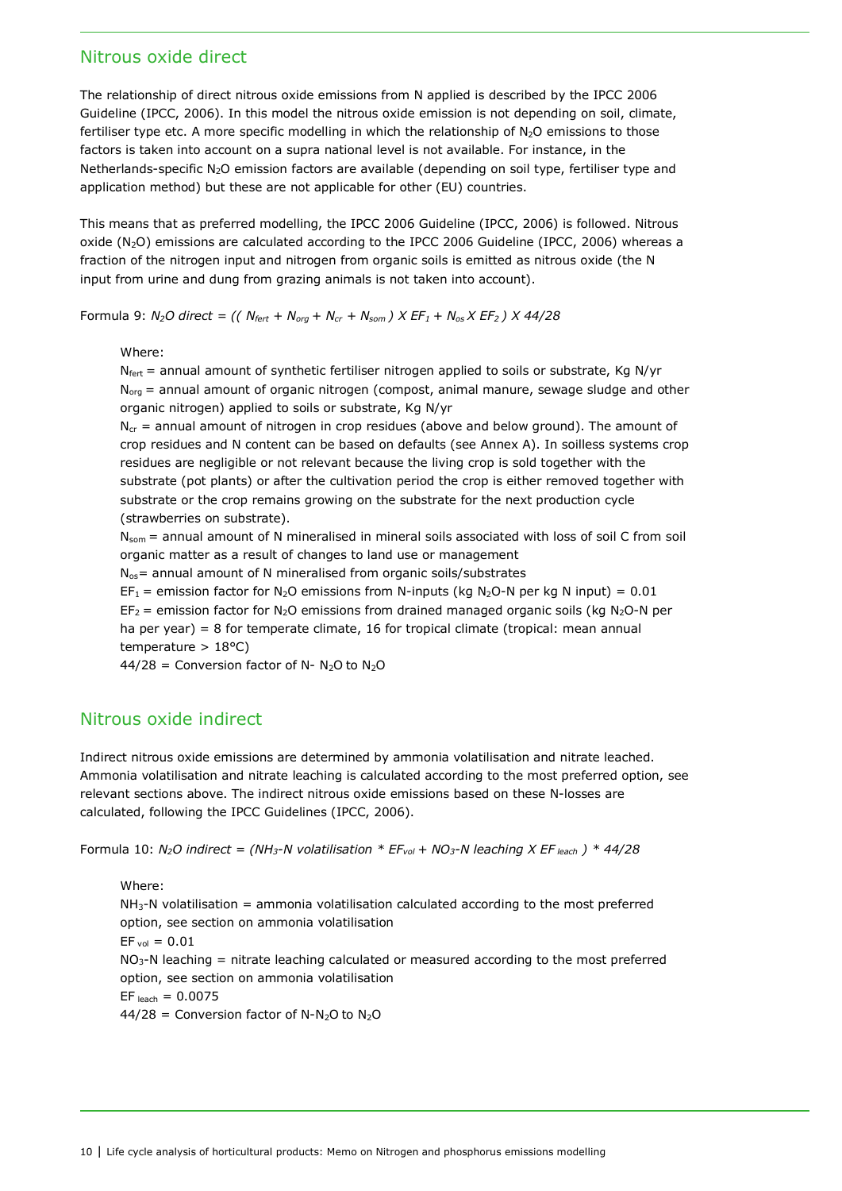## Nitrous oxide direct

The relationship of direct nitrous oxide emissions from N applied is described by the IPCC 2006 Guideline (IPCC, 2006). In this model the nitrous oxide emission is not depending on soil, climate, fertiliser type etc. A more specific modelling in which the relationship of $N_2O$ emissions to those factors is taken into account on a supra national level is not available. For instance, in the Netherlands-specific $N_2O$ emission factors are available (depending on soil type, fertiliser type and application method) but these are not applicable for other (EU) countries.

This means that as preferred modelling, the IPCC 2006 Guideline (IPCC, 2006) is followed. Nitrous oxide ($N_2O$) emissions are calculated according to the IPCC 2006 Guideline (IPCC, 2006) whereas a fraction of the nitrogen input and nitrogen from organic soils is emitted as nitrous oxide (the N input from urine and dung from grazing animals is not taken into account).

Formula 9: $N_2O\ direct = ((\ N_{fert} + N_{org} + N_{cr} + N_{som}\ )\ X\ EF_1 + N_{os}\ X\ EF_2\ )\ X\ 44/28$

Where:

$N_{fert}$ = annual amount of synthetic fertiliser nitrogen applied to soils or substrate, Kg N/yr

$N_{org}$ = annual amount of organic nitrogen (compost, animal manure, sewage sludge and other organic nitrogen) applied to soils or substrate, Kg N/yr

$N_{cr}$ = annual amount of nitrogen in crop residues (above and below ground). The amount of crop residues and N content can be based on defaults (see Annex A). In soilless systems crop residues are negligible or not relevant because the living crop is sold together with the substrate (pot plants) or after the cultivation period the crop is either removed together with substrate or the crop remains growing on the substrate for the next production cycle (strawberries on substrate).

$N_{som}$ = annual amount of N mineralised in mineral soils associated with loss of soil C from soil organic matter as a result of changes to land use or management

$N_{os}$= annual amount of N mineralised from organic soils/substrates

$EF_1$ = emission factor for $N_2O$ emissions from N-inputs (kg $N_2O$-N per kg N input) = 0.01

$EF_2$ = emission factor for $N_2O$ emissions from drained managed organic soils (kg $N_2O$-N per ha per year) = 8 for temperate climate, 16 for tropical climate (tropical: mean annual temperature > 18°C)

44/28 = Conversion factor of N- $N_2O$ to $N_2O$

## Nitrous oxide indirect

Indirect nitrous oxide emissions are determined by ammonia volatilisation and nitrate leached. Ammonia volatilisation and nitrate leaching is calculated according to the most preferred option, see relevant sections above. The indirect nitrous oxide emissions based on these N-losses are calculated, following the IPCC Guidelines (IPCC, 2006).

Formula 10: $N_2O\ indirect = (NH_3\text{-}N\ volatilisation * EF_{vol} + NO_3\text{-}N\ leaching\ X\ EF_{leach}\ ) * 44/28$

Where:

$NH_3$-N volatilisation = ammonia volatilisation calculated according to the most preferred option, see section on ammonia volatilisation

$EF_{vol}$ = 0.01

$NO_3$-N leaching = nitrate leaching calculated or measured according to the most preferred option, see section on ammonia volatilisation

$EF_{leach}$ = 0.0075

44/28 = Conversion factor of N-$N_2O$ to $N_2O$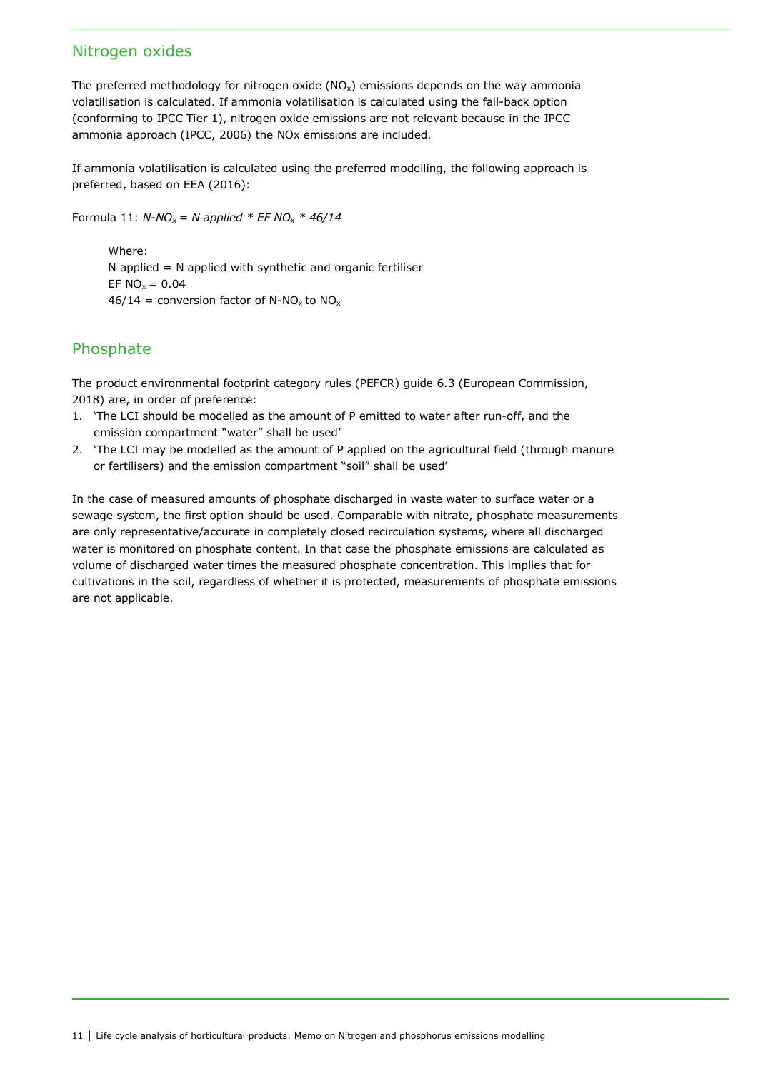## Nitrogen oxides

The preferred methodology for nitrogen oxide ($NO_x$) emissions depends on the way ammonia volatilisation is calculated. If ammonia volatilisation is calculated using the fall-back option (conforming to IPCC Tier 1), nitrogen oxide emissions are not relevant because in the IPCC ammonia approach (IPCC, 2006) the NOx emissions are included.

If ammonia volatilisation is calculated using the preferred modelling, the following approach is preferred, based on EEA (2016):

Formula 11: $N\text{-}NO_x = N\ applied * EF\ NO_x * 46/14$

Where:
N applied = N applied with synthetic and organic fertiliser
EF $NO_x$ = 0.04
46/14 = conversion factor of N-$NO_x$ to $NO_x$

## Phosphate

The product environmental footprint category rules (PEFCR) guide 6.3 (European Commission, 2018) are, in order of preference:

1. 'The LCI should be modelled as the amount of P emitted to water after run-off, and the emission compartment "water" shall be used'
2. 'The LCI may be modelled as the amount of P applied on the agricultural field (through manure or fertilisers) and the emission compartment "soil" shall be used'

In the case of measured amounts of phosphate discharged in waste water to surface water or a sewage system, the first option should be used. Comparable with nitrate, phosphate measurements are only representative/accurate in completely closed recirculation systems, where all discharged water is monitored on phosphate content. In that case the phosphate emissions are calculated as volume of discharged water times the measured phosphate concentration. This implies that for cultivations in the soil, regardless of whether it is protected, measurements of phosphate emissions are not applicable.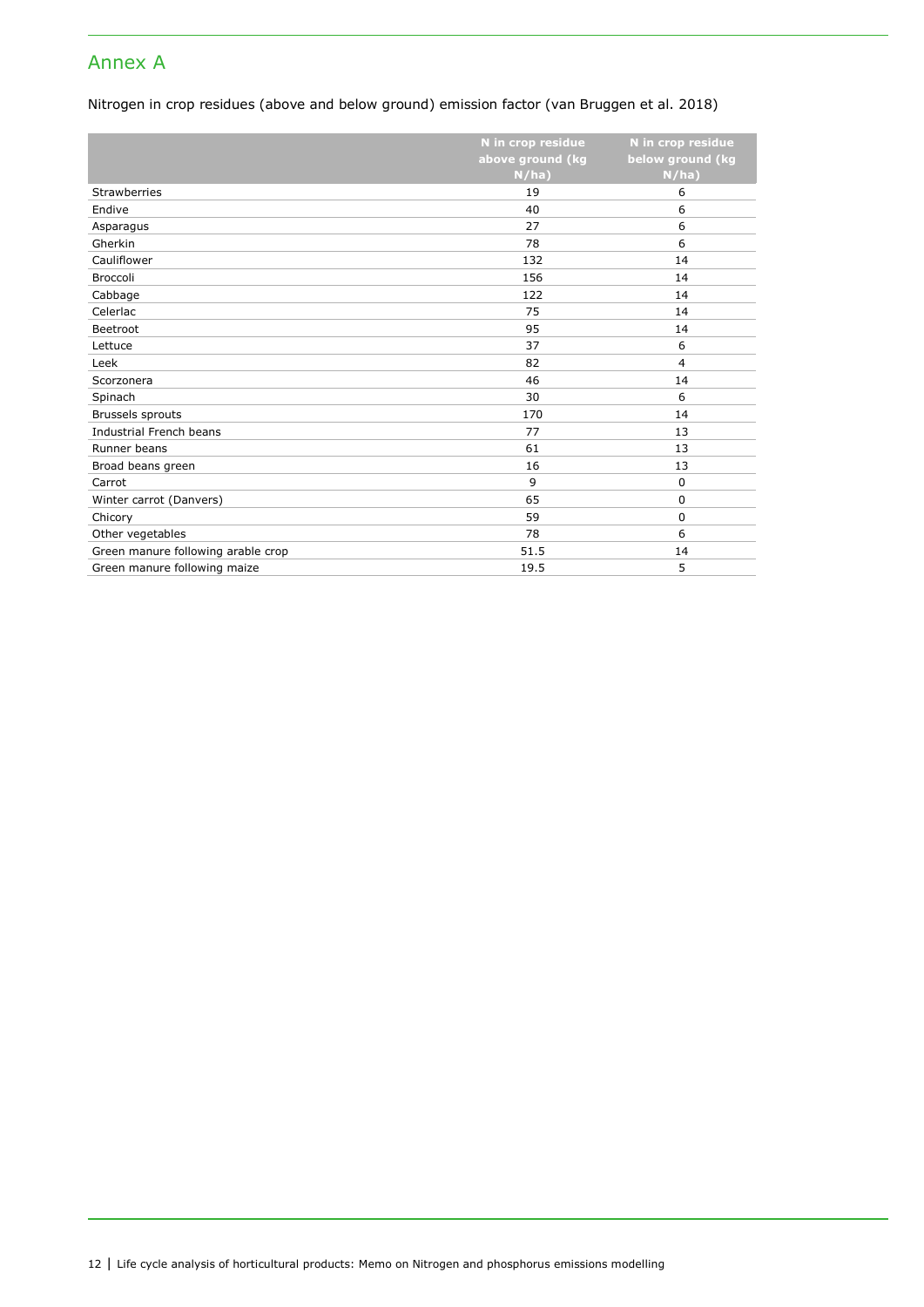# Annex A

Nitrogen in crop residues (above and below ground) emission factor (van Bruggen et al. 2018)

| | N in crop residue above ground (kg N/ha) | N in crop residue below ground (kg N/ha) |
|---|---|---|
| Strawberries | 19 | 6 |
| Endive | 40 | 6 |
| Asparagus | 27 | 6 |
| Gherkin | 78 | 6 |
| Cauliflower | 132 | 14 |
| Broccoli | 156 | 14 |
| Cabbage | 122 | 14 |
| Celerlac | 75 | 14 |
| Beetroot | 95 | 14 |
| Lettuce | 37 | 6 |
| Leek | 82 | 4 |
| Scorzonera | 46 | 14 |
| Spinach | 30 | 6 |
| Brussels sprouts | 170 | 14 |
| Industrial French beans | 77 | 13 |
| Runner beans | 61 | 13 |
| Broad beans green | 16 | 13 |
| Carrot | 9 | 0 |
| Winter carrot (Danvers) | 65 | 0 |
| Chicory | 59 | 0 |
| Other vegetables | 78 | 6 |
| Green manure following arable crop | 51.5 | 14 |
| Green manure following maize | 19.5 | 5 |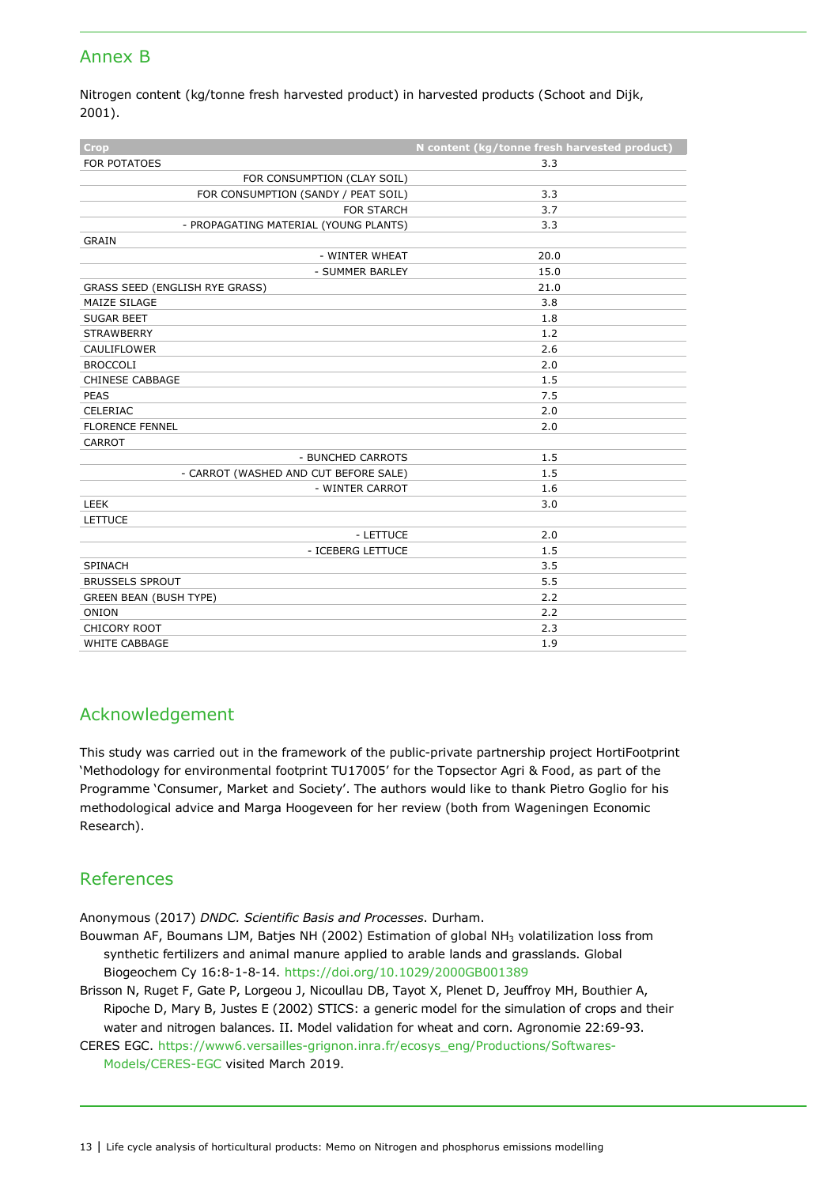## Annex B

Nitrogen content (kg/tonne fresh harvested product) in harvested products (Schoot and Dijk, 2001).

| Crop | N content (kg/tonne fresh harvested product) |
|---|---|
| FOR POTATOES | 3.3 |
| FOR CONSUMPTION (CLAY SOIL) | |
| FOR CONSUMPTION (SANDY / PEAT SOIL) | 3.3 |
| FOR STARCH | 3.7 |
| - PROPAGATING MATERIAL (YOUNG PLANTS) | 3.3 |
| GRAIN | |
| - WINTER WHEAT | 20.0 |
| - SUMMER BARLEY | 15.0 |
| GRASS SEED (ENGLISH RYE GRASS) | 21.0 |
| MAIZE SILAGE | 3.8 |
| SUGAR BEET | 1.8 |
| STRAWBERRY | 1.2 |
| CAULIFLOWER | 2.6 |
| BROCCOLI | 2.0 |
| CHINESE CABBAGE | 1.5 |
| PEAS | 7.5 |
| CELERIAC | 2.0 |
| FLORENCE FENNEL | 2.0 |
| CARROT | |
| - BUNCHED CARROTS | 1.5 |
| - CARROT (WASHED AND CUT BEFORE SALE) | 1.5 |
| - WINTER CARROT | 1.6 |
| LEEK | 3.0 |
| LETTUCE | |
| - LETTUCE | 2.0 |
| - ICEBERG LETTUCE | 1.5 |
| SPINACH | 3.5 |
| BRUSSELS SPROUT | 5.5 |
| GREEN BEAN (BUSH TYPE) | 2.2 |
| ONION | 2.2 |
| CHICORY ROOT | 2.3 |
| WHITE CABBAGE | 1.9 |

## Acknowledgement

This study was carried out in the framework of the public-private partnership project HortiFootprint 'Methodology for environmental footprint TU17005' for the Topsector Agri & Food, as part of the Programme 'Consumer, Market and Society'. The authors would like to thank Pietro Goglio for his methodological advice and Marga Hoogeveen for her review (both from Wageningen Economic Research).

## References

Anonymous (2017) *DNDC. Scientific Basis and Processes*. Durham.

Bouwman AF, Boumans LJM, Batjes NH (2002) Estimation of global $NH_3$ volatilization loss from synthetic fertilizers and animal manure applied to arable lands and grasslands. Global Biogeochem Cy 16:8-1-8-14. https://doi.org/10.1029/2000GB001389

Brisson N, Ruget F, Gate P, Lorgeou J, Nicoullau DB, Tayot X, Plenet D, Jeuffroy MH, Bouthier A, Ripoche D, Mary B, Justes E (2002) STICS: a generic model for the simulation of crops and their water and nitrogen balances. II. Model validation for wheat and corn. Agronomie 22:69-93.

CERES EGC. https://www6.versailles-grignon.inra.fr/ecosys_eng/Productions/Softwares-Models/CERES-EGC visited March 2019.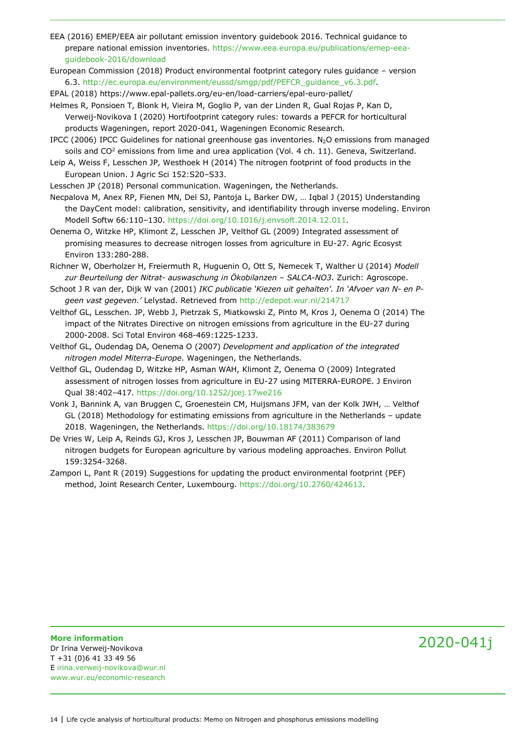EEA (2016) EMEP/EEA air pollutant emission inventory guidebook 2016. Technical guidance to prepare national emission inventories. https://www.eea.europa.eu/publications/emep-eea-guidebook-2016/download

European Commission (2018) Product environmental footprint category rules guidance – version 6.3. http://ec.europa.eu/environment/eussd/smgp/pdf/PEFCR_guidance_v6.3.pdf.

EPAL (2018) https://www.epal-pallets.org/eu-en/load-carriers/epal-euro-pallet/

Helmes R, Ponsioen T, Blonk H, Vieira M, Goglio P, van der Linden R, Gual Rojas P, Kan D, Verweij-Novikova I (2020) Hortifootprint category rules: towards a PEFCR for horticultural products Wageningen, report 2020-041, Wageningen Economic Research.

IPCC (2006) IPCC Guidelines for national greenhouse gas inventories. $N_2O$ emissions from managed soils and $CO^2$ emissions from lime and urea application (Vol. 4 ch. 11). Geneva, Switzerland.

Leip A, Weiss F, Lesschen JP, Westhoek H (2014) The nitrogen footprint of food products in the European Union. J Agric Sci 152:S20–S33.

Lesschen JP (2018) Personal communication. Wageningen, the Netherlands.

Necpalova M, Anex RP, Fienen MN, Del SJ, Pantoja L, Barker DW, … Iqbal J (2015) Understanding the DayCent model: calibration, sensitivity, and identifiability through inverse modeling. Environ Modell Softw 66*:*110–130. https://doi.org/10.1016/j.envsoft.2014.12.011.

Oenema O, Witzke HP, Klimont Z, Lesschen JP, Velthof GL (2009) Integrated assessment of promising measures to decrease nitrogen losses from agriculture in EU-27. Agric Ecosyst Environ 133:280-288.

Richner W, Oberholzer H, Freiermuth R, Huguenin O, Ott S, Nemecek T, Walther U (2014) *Modell zur Beurteilung der Nitrat- auswaschung in Ökobilanzen – SALCA-NO3*. Zurich: Agroscope.

Schoot J R van der, Dijk W van (2001) *IKC publicatie 'Kiezen uit gehalten'. In 'Afvoer van N- en P-geen vast gegeven.'* Lelystad. Retrieved from http://edepot.wur.nl/214717

Velthof GL, Lesschen. JP, Webb J, Pietrzak S, Miatkowski Z, Pinto M, Kros J, Oenema O (2014) The impact of the Nitrates Directive on nitrogen emissions from agriculture in the EU-27 during 2000-2008. Sci Total Environ 468-469:1225-1233.

Velthof GL, Oudendag DA, Oenema O (2007) *Development and application of the integrated nitrogen model Miterra-Europe*. Wageningen, the Netherlands.

Velthof GL, Oudendag D, Witzke HP, Asman WAH, Klimont Z, Oenema O (2009) Integrated assessment of nitrogen losses from agriculture in EU-27 using MITERRA-EUROPE. J Environ Qual 38:402–417. https://doi.org/10.1252/jcej.17we216

Vonk J, Bannink A, van Bruggen C, Groenestein CM, Huijsmans JFM, van der Kolk JWH, … Velthof GL (2018) Methodology for estimating emissions from agriculture in the Netherlands – update 2018. Wageningen, the Netherlands. https://doi.org/10.18174/383679

De Vries W, Leip A, Reinds GJ, Kros J, Lesschen JP, Bouwman AF (2011) Comparison of land nitrogen budgets for European agriculture by various modeling approaches. Environ Pollut 159:3254-3268.

Zampori L, Pant R (2019) Suggestions for updating the product environmental footprint (PEF) method, Joint Research Center, Luxembourg. https://doi.org/10.2760/424613.

**More information**
Dr Irina Verweij-Novikova
T +31 (0)6 41 33 49 56
E irina.verweij-novikova@wur.nl
www.wur.eu/economic-research

2020-041j